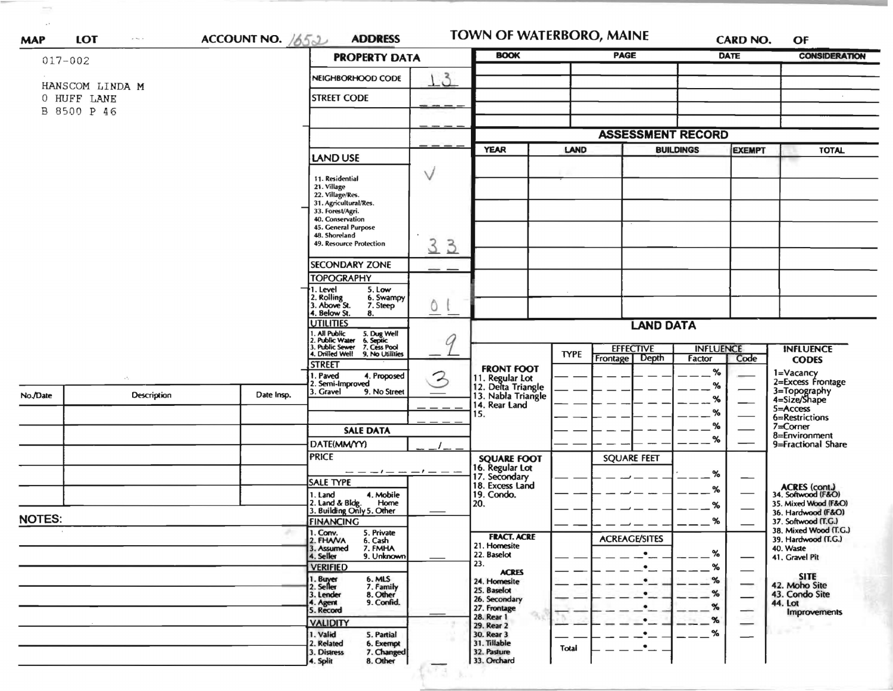| MAP | LOT | ACCOUNT NO. 1652 | ADDRESS | TOWN OF WATERBORO, MAINE | CARD NO. | OF |
|---|---|---|---|---|---|---|

017-002

HANSCOM LINDA M
0 HUFF LANE
B 8500 P 46

## PROPERTY DATA

| | |
|---|---|
| NEIGHBORHOOD CODE | 13 |
| STREET CODE | |
| LAND USE (11. Residential, 21. Village, 22. Village/Res., 31. Agricultural/Res., 33. Forest/Agri., 40. Conservation, 45. General Purpose, 48. Shoreland, 49. Resource Protection) | ✓ 33 |
| SECONDARY ZONE | |
| TOPOGRAPHY (1. Level, 2. Rolling, 3. Above St., 4. Below St., 5. Low, 6. Swampy, 7. Steep, 8.) | 01 |
| UTILITIES (1. All Public, 2. Public Water, 3. Public Sewer, 4. Drilled Well, 5. Dug Well, 6. Septic, 7. Cess Pool, 9. No Utilities) | 9 |
| STREET (1. Paved, 2. Semi-Improved, 3. Gravel, 4. Proposed, 9. No Street) | 3 |

## SALE DATA

| | |
|---|---|
| DATE(MM/YY) | |
| PRICE | |
| SALE TYPE (1. Land, 2. Land & Bldg., 3. Building Only, 4. Mobile Home, 5. Other) | |
| FINANCING (1. Conv., 2. FHA/VA, 3. Assumed, 4. Seller, 5. Private, 6. Cash, 7. FMHA, 9. Unknown) | |
| VERIFIED (1. Buyer, 2. Seller, 3. Lender, 4. Agent, 5. Record, 6. MLS, 7. Family, 8. Other, 9. Confid.) | |
| VALIDITY (1. Valid, 2. Related, 3. Distress, 4. Split, 5. Partial, 6. Exempt, 7. Changed, 8. Other) | |

| BOOK | PAGE | DATE | CONSIDERATION |
|---|---|---|---|
| | | | |
| | | | |
| | | | |

## ASSESSMENT RECORD

| YEAR | LAND | BUILDINGS | EXEMPT | TOTAL |
|---|---|---|---|---|
| | | | | |
| | | | | |
| | | | | |

## LAND DATA

| | TYPE | EFFECTIVE Frontage | EFFECTIVE Depth | INFLUENCE Factor | INFLUENCE Code |
|---|---|---|---|---|---|
| FRONT FOOT: 11. Regular Lot, 12. Delta Triangle, 13. Nabla Triangle, 14. Rear Land, 15. | | | | % | |
| SQUARE FOOT: 16. Regular Lot, 17. Secondary, 18. Excess Land, 19. Condo., 20. | | SQUARE FEET | | % | |
| FRACT. ACRE: 21. Homesite, 22. Baselot, 23. | | ACREAGE/SITES | | % | |
| ACRES: 24. Homesite, 25. Baselot, 26. Secondary, 27. Frontage, 28. Rear 1, 29. Rear 2, 30. Rear 3, 31. Tillable, 32. Pasture, 33. Orchard | Total | | | % | |

**INFLUENCE CODES**
1=Vacancy
2=Excess Frontage
3=Topography
4=Size/Shape
5=Access
6=Restrictions
7=Corner
8=Environment
9=Fractional Share

**ACRES (cont.)**
34. Softwood (F&O)
35. Mixed Wood (F&O)
36. Hardwood (F&O)
37. Softwood (T.G.)
38. Mixed Wood (T.G.)
39. Hardwood (T.G.)
40. Waste
41. Gravel Pit

**SITE**
42. Moho Site
43. Condo Site
44. Lot Improvements

| No./Date | Description | Date Insp. |
|---|---|---|
| | | |
| | | |
| | | |

**NOTES:**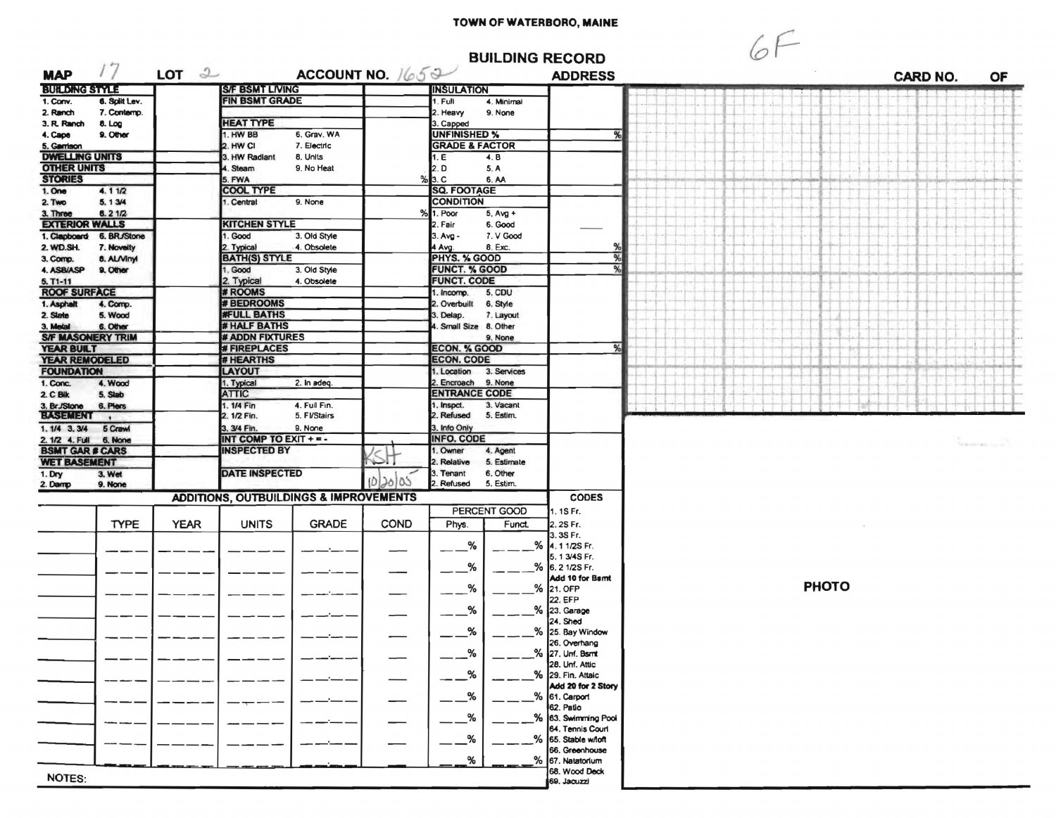**TOWN OF WATERBORO, MAINE**

6F

## BUILDING RECORD

**MAP** 17 **LOT** 2 **ACCOUNT NO.** 1652 **ADDRESS** **CARD NO.** **OF**

| | | | | | |
|---|---|---|---|---|---|
| **BUILDING STYLE** 1. Conv. 2. Ranch 3. R. Ranch 4. Cape 5. Garrison 6. Split Lev. 7. Contemp. 8. Log 9. Other | | **S/F BSMT LIVING** | | **INSULATION** 1. Full 2. Heavy 3. Capped 4. Minimal 9. None | |
| **DWELLING UNITS** | | **FIN BSMT GRADE** | | **UNFINISHED %** | % |
| **OTHER UNITS** | | **HEAT TYPE** 1. HW BB 2. HW CI 3. HW Radiant 4. Steam 5. FWA 6. Grav. WA 7. Electric 8. Units 9. No Heat | % | **GRADE & FACTOR** 1. E 2. D 3. C 4. B 5. A 6. AA | |
| **STORIES** 1. One 2. Two 3. Three 4. 1 1/2 5. 1 3/4 6. 2 1/2 | | **COOL TYPE** 1. Central 9. None | % | **SQ. FOOTAGE** | |
| **EXTERIOR WALLS** 1. Clapboard 2. WD.SH. 3. Comp. 4. ASB/ASP 5. T1-11 6. BR/Stone 7. Novelty 8. AL/Vinyl 9. Other | | **KITCHEN STYLE** 1. Good 2. Typical 3. Old Style 4. Obsolete | | **CONDITION** 1. Poor 2. Fair 3. Avg - 4. Avg 5. Avg + 6. Good 7. V Good 8. Exc. | |
| | | **BATH(S) STYLE** 1. Good 2. Typical 3. Old Style 4. Obsolete | | **PHYS. % GOOD** | % |
| | | | | **FUNCT. % GOOD** | % |
| **ROOF SURFACE** 1. Asphalt 2. Slate 3. Metal 4. Comp. 5. Wood 6. Other | | **# ROOMS** | | **FUNCT. CODE** 1. Incomp. 2. Overbuilt 3. Delap. 4. Small Size 5. CDU 6. Style 7. Layout 8. Other 9. None | |
| | | **# BEDROOMS** | | | |
| | | **#FULL BATHS** | | | |
| | | **# HALF BATHS** | | | |
| **S/F MASONERY TRIM** | | **# ADDN FIXTURES** | | | |
| **YEAR BUILT** | | **# FIREPLACES** | | **ECON. % GOOD** | % |
| **YEAR REMODELED** | | **# HEARTHS** | | **ECON. CODE** 1. Location 2. Encroach 3. Services 9. None | |
| **FOUNDATION** 1. Conc. 2. C Blk 3. Br./Stone 4. Wood 5. Slab 6. Piers | | **LAYOUT** 1. Typical 2. In adeq. | | | |
| | | **ATTIC** 1. 1/4 Fin 2. 1/2 Fin. 3. 3/4 Fin. 4. Full Fin. 5. Fl/Stairs 9. None | | **ENTRANCE CODE** 1. Inspct. 2. Refused 3. Info Only 3. Vacant 5. Estim. | |
| **BASEMENT** 1. 1/4 2. 1/2 3. 3/4 4. Full 5 Crawl 6. None | | **INT COMP TO EXIT + = -** | | **INFO. CODE** 1. Owner 2. Relative 3. Tenant 2. Refused 4. Agent 5. Estimate 6. Other 5. Estim. | |
| **BSMT GAR # CARS** | | **INSPECTED BY** | KSH | | |
| **WET BASEMENT** 1. Dry 2. Damp 3. Wet 9. None | | **DATE INSPECTED** | 10/20/05 | | |

### ADDITIONS, OUTBUILDINGS & IMPROVEMENTS

| | TYPE | YEAR | UNITS | GRADE | COND | PERCENT GOOD Phys. | Funct. |
|---|---|---|---|---|---|---|---|
| | | | | | | % | % |
| | | | | | | % | % |
| | | | | | | % | % |
| | | | | | | % | % |
| | | | | | | % | % |
| | | | | | | % | % |
| | | | | | | % | % |
| | | | | | | % | % |
| | | | | | | % | % |
| | | | | | | % | % |
| | | | | | | % | % |

**CODES**
1. 1S Fr.
2. 2S Fr.
3. 3S Fr.
4. 1 1/2S Fr.
5. 1 3/4S Fr.
6. 2 1/2S Fr.

**Add 10 for Bsmt**

21. OFP
22. EFP
23. Garage
24. Shed
25. Bay Window
26. Overhang
27. Unf. Bsmt
28. Unf. Attic
29. Fin. Attaic

**Add 20 for 2 Story**

61. Carport
62. Patio
63. Swimming Pool
64. Tennis Court
65. Stable w/loft
66. Greenhouse
67. Natatorium
68. Wood Deck
69. Jacuzzi

NOTES:

**PHOTO**